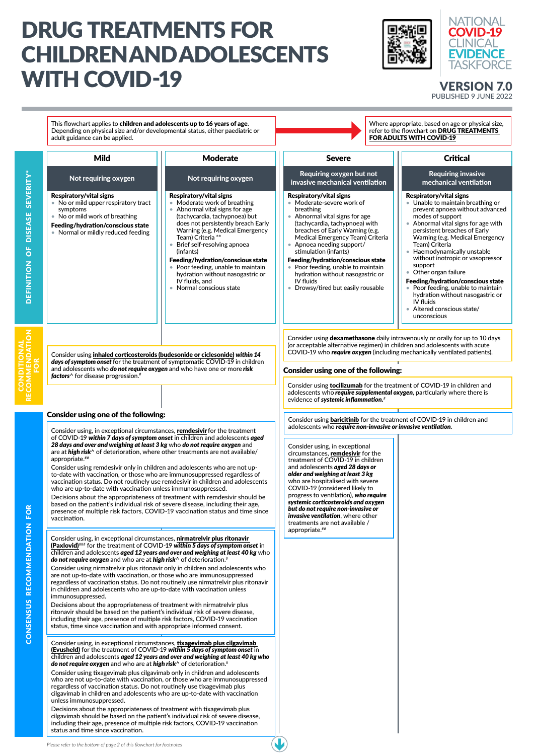# DRUG TREATMENTS FOR CHILDREN AND ADOLESCENTS WITH COVID-19

NATIONAL COVID-19 CLINICAL EVIDENCE TASKFORCE

**VERSION 7.0**
PUBLISHED 9 JUNE 2022

This flowchart applies to **children and adolescents up to 16 years of age**. Depending on physical size and/or developmental status, either paediatric or adult guidance can be applied.

Where appropriate, based on age or physical size, refer to the flowchart on **DRUG TREATMENTS FOR ADULTS WITH COVID-19**

## DEFINITION OF DISEASE SEVERITY*

| Mild | Moderate | Severe | Critical |
|---|---|---|---|
| Not requiring oxygen | Not requiring oxygen | Requiring oxygen but not invasive mechanical ventilation | Requiring invasive mechanical ventilation |
| **Respiratory/vital signs**<br>• No or mild upper respiratory tract symptoms<br>• No or mild work of breathing<br>**Feeding/hydration/conscious state**<br>• Normal or mildly reduced feeding | **Respiratory/vital signs**<br>• Moderate work of breathing<br>• Abnormal vital signs for age (tachycardia, tachypnoea) but does not persistently breach Early Warning (e.g. Medical Emergency Team) Criteria **<br>• Brief self-resolving apnoea (infants)<br>**Feeding/hydration/conscious state**<br>• Poor feeding, unable to maintain hydration without nasogastric or IV fluids, and<br>• Normal conscious state | **Respiratory/vital signs**<br>• Moderate-severe work of breathing<br>• Abnormal vital signs for age (tachycardia, tachypnoea) with breaches of Early Warning (e.g. Medical Emergency Team) Criteria<br>• Apnoea needing support/stimulation (infants)<br>**Feeding/hydration/conscious state**<br>• Poor feeding, unable to maintain hydration without nasogastric or IV fluids<br>• Drowsy/tired but easily rousable | **Respiratory/vital signs**<br>• Unable to maintain breathing or prevent apnoea without advanced modes of support<br>• Abnormal vital signs for age with persistent breaches of Early Warning (e.g. Medical Emergency Team) Criteria<br>• Haemodynamically unstable without inotropic or vasopressor support<br>• Other organ failure<br>**Feeding/hydration/conscious state**<br>• Poor feeding, unable to maintain hydration without nasogastric or IV fluids<br>• Altered conscious state/unconscious |

## CONDITIONAL RECOMMENDATION FOR

**Mild / Moderate:**

Consider using **inhaled corticosteroids (budesonide or ciclesonide)** ***within 14 days of symptom onset*** for the treatment of symptomatic COVID-19 in children and adolescents who ***do not require oxygen*** and who have one or more ***risk factors***^ for disease progression.#

**Severe / Critical:**

Consider using **dexamethasone** daily intravenously or orally for up to 10 days (or acceptable alternative regimen) in children and adolescents with acute COVID-19 who ***require oxygen*** (including mechanically ventilated patients).

**Consider using one of the following:**

Consider using **tocilizumab** for the treatment of COVID-19 in children and adolescents who ***require supplemental oxygen***, particularly where there is evidence of ***systemic inflammation***.#

Consider using **baricitinib** for the treatment of COVID-19 in children and adolescents who ***require non-invasive or invasive ventilation***.

## CONSENSUS RECOMMENDATION FOR

**Mild / Moderate:**

**Consider using one of the following:**

Consider using, in exceptional circumstances, **remdesivir** for the treatment of COVID-19 ***within 7 days of symptom onset*** in children and adolescents ***aged 28 days and over and weighing at least 3 kg*** who ***do not require oxygen*** and are at ***high risk***^ of deterioration, where other treatments are not available/appropriate.##

Consider using remdesivir only in children and adolescents who are not up-to-date with vaccination, or those who are immunosuppressed regardless of vaccination status. Do not routinely use remdesivir in children and adolescents who are up-to-date with vaccination unless immunosuppressed.

Decisions about the appropriateness of treatment with remdesivir should be based on the patient's individual risk of severe disease, including their age, presence of multiple risk factors, COVID-19 vaccination status and time since vaccination.

Consider using, in exceptional circumstances, **nirmatrelvir plus ritonavir (Paxlovid)**### for the treatment of COVID-19 ***within 5 days of symptom onset*** in children and adolescents ***aged 12 years and over and weighing at least 40 kg*** who ***do not require oxygen*** and who are at ***high risk***^ of deterioration.#

Consider using nirmatrelvir plus ritonavir only in children and adolescents who are not up-to-date with vaccination, or those who are immunosuppressed regardless of vaccination status. Do not routinely use nirmatrelvir plus ritonavir in children and adolescents who are up-to-date with vaccination unless immunosuppressed.

Decisions about the appropriateness of treatment with nirmatrelvir plus ritonavir should be based on the patient's individual risk of severe disease, including their age, presence of multiple risk factors, COVID-19 vaccination status, time since vaccination and with appropriate informed consent.

Consider using, in exceptional circumstances, **tixagevimab plus cilgavimab (Evusheld)** for the treatment of COVID-19 ***within 5 days of symptom onset*** in children and adolescents ***aged 12 years and over and weighing at least 40 kg who do not require oxygen*** and who are at ***high risk***^ of deterioration.#

Consider using tixagevimab plus cilgavimab only in children and adolescents who are not up-to-date with vaccination, or those who are immunosuppressed regardless of vaccination status. Do not routinely use tixagevimab plus cilgavimab in children and adolescents who are up-to-date with vaccination unless immunosuppressed.

Decisions about the appropriateness of treatment with tixagevimab plus cilgavimab should be based on the patient's individual risk of severe disease, including their age, presence of multiple risk factors, COVID-19 vaccination status and time since vaccination.

**Severe:**

Consider using, in exceptional circumstances, **remdesivir** for the treatment of COVID-19 in children and adolescents ***aged 28 days or older and weighing at least 3 kg*** who are hospitalised with severe COVID-19 (considered likely to progress to ventilation), ***who require systemic corticosteroids and oxygen but do not require non-invasive or invasive ventilation***, where other treatments are not available / appropriate.##

*Please refer to the bottom of page 2 of this flowchart for footnotes*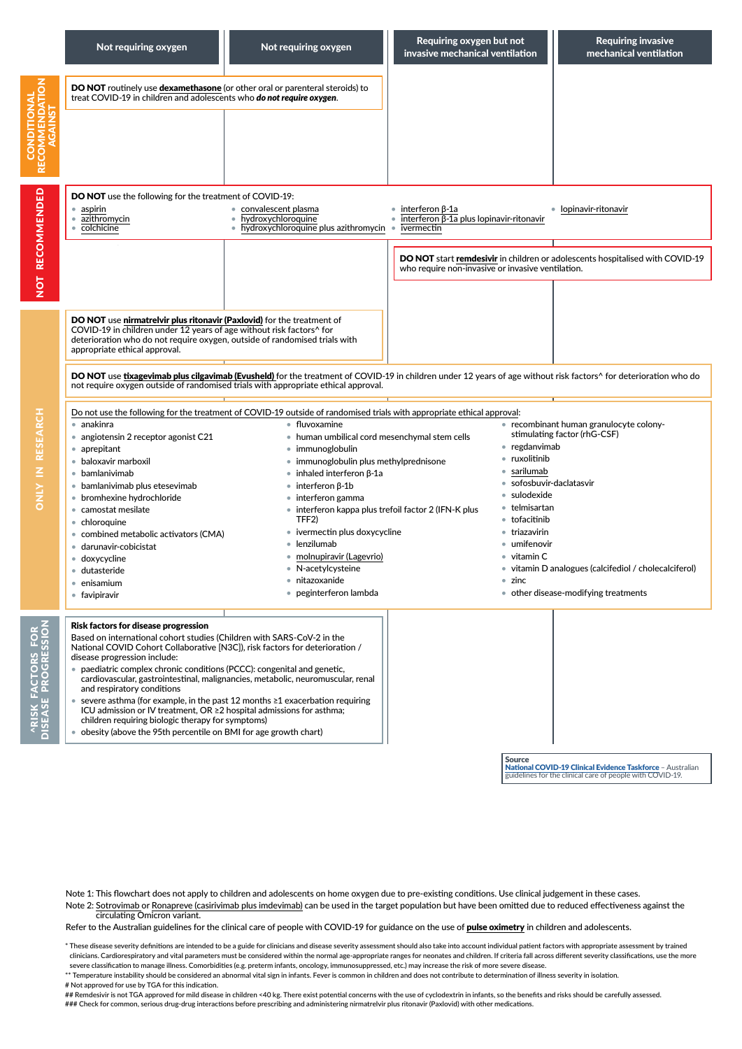| Not requiring oxygen | Not requiring oxygen | Requiring oxygen but not invasive mechanical ventilation | Requiring invasive mechanical ventilation |
|---|---|---|---|

## CONDITIONAL RECOMMENDATION AGAINST

**DO NOT** routinely use **dexamethasone** (or other oral or parenteral steroids) to treat COVID-19 in children and adolescents who ***do not require oxygen***.

## NOT RECOMMENDED

**DO NOT** use the following for the treatment of COVID-19:

- aspirin
- azithromycin
- colchicine
- convalescent plasma
- hydroxychloroquine
- hydroxychloroquine plus azithromycin
- interferon β-1a
- interferon β-1a plus lopinavir-ritonavir
- ivermectin
- lopinavir-ritonavir

**DO NOT** start **remdesivir** in children or adolescents hospitalised with COVID-19 who require non-invasive or invasive ventilation.

## ONLY IN RESEARCH

**DO NOT** use **nirmatrelvir plus ritonavir (Paxlovid)** for the treatment of COVID-19 in children under 12 years of age without risk factors^ for deterioration who do not require oxygen, outside of randomised trials with appropriate ethical approval.

**DO NOT** use **tixagevimab plus cilgavimab (Evusheld)** for the treatment of COVID-19 in children under 12 years of age without risk factors^ for deterioration who do not require oxygen outside of randomised trials with appropriate ethical approval.

Do not use the following for the treatment of COVID-19 outside of randomised trials with appropriate ethical approval:

- anakinra
- angiotensin 2 receptor agonist C21
- aprepitant
- baloxavir marboxil
- bamlanivimab
- bamlanivimab plus etesevimab
- bromhexine hydrochloride
- camostat mesilate
- chloroquine
- combined metabolic activators (CMA)
- darunavir-cobicistat
- doxycycline
- dutasteride
- enisamium
- favipiravir
- fluvoxamine
- human umbilical cord mesenchymal stem cells
- immunoglobulin
- immunoglobulin plus methylprednisone
- inhaled interferon β-1a
- interferon β-1b
- interferon gamma
- interferon kappa plus trefoil factor 2 (IFN-K plus TFF2)
- ivermectin plus doxycycline
- lenzilumab
- molnupiravir (Lagevrio)
- N-acetylcysteine
- nitazoxanide
- peginterferon lambda
- recombinant human granulocyte colony-stimulating factor (rhG-CSF)
- regdanvimab
- ruxolitinib
- sarilumab
- sofosbuvir-daclatasvir
- sulodexide
- telmisartan
- tofacitinib
- triazavirin
- umifenovir
- vitamin C
- vitamin D analogues (calcifediol / cholecalciferol)
- zinc
- other disease-modifying treatments

## ^RISK FACTORS FOR DISEASE PROGRESSION

**Risk factors for disease progression**

Based on international cohort studies (Children with SARS-CoV-2 in the National COVID Cohort Collaborative [N3C]), risk factors for deterioration / disease progression include:

- paediatric complex chronic conditions (PCCC): congenital and genetic, cardiovascular, gastrointestinal, malignancies, metabolic, neuromuscular, renal and respiratory conditions
- severe asthma (for example, in the past 12 months ≥1 exacerbation requiring ICU admission or IV treatment, OR ≥2 hospital admissions for asthma; children requiring biologic therapy for symptoms)
- obesity (above the 95th percentile on BMI for age growth chart)

**Source**
**National COVID-19 Clinical Evidence Taskforce** – Australian guidelines for the clinical care of people with COVID-19.

Note 1: This flowchart does not apply to children and adolescents on home oxygen due to pre-existing conditions. Use clinical judgement in these cases.

Note 2: Sotrovimab or Ronapreve (casirivimab plus imdevimab) can be used in the target population but have been omitted due to reduced effectiveness against the circulating Omicron variant.

Refer to the Australian guidelines for the clinical care of people with COVID-19 for guidance on the use of **pulse oximetry** in children and adolescents.

\* These disease severity definitions are intended to be a guide for clinicians and disease severity assessment should also take into account individual patient factors with appropriate assessment by trained clinicians. Cardiorespiratory and vital parameters must be considered within the normal age-appropriate ranges for neonates and children. If criteria fall across different severity classifications, use the more severe classification to manage illness. Comorbidities (e.g. preterm infants, oncology, immunosuppressed, etc.) may increase the risk of more severe disease.

\*\* Temperature instability should be considered an abnormal vital sign in infants. Fever is common in children and does not contribute to determination of illness severity in isolation.

# Not approved for use by TGA for this indication.

## Remdesivir is not TGA approved for mild disease in children <40 kg. There exist potential concerns with the use of cyclodextrin in infants, so the benefits and risks should be carefully assessed.

### Check for common, serious drug-drug interactions before prescribing and administering nirmatrelvir plus ritonavir (Paxlovid) with other medications.